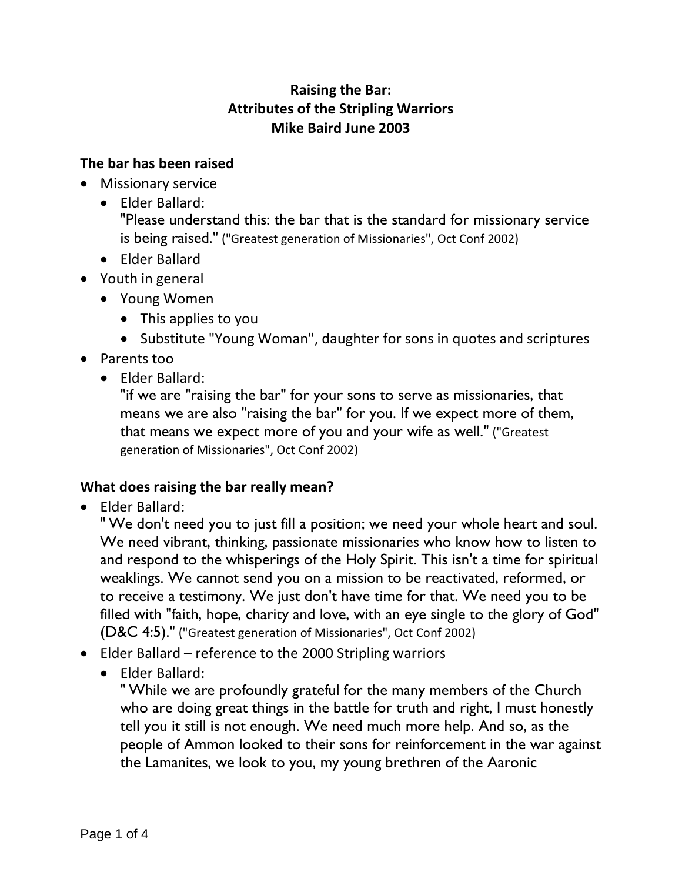**Raising the Bar:**
**Attributes of the Stripling Warriors**
**Mike Baird June 2003**

## The bar has been raised

- Missionary service
  - Elder Ballard:
    "Please understand this: the bar that is the standard for missionary service is being raised." ("Greatest generation of Missionaries", Oct Conf 2002)
  - Elder Ballard
- Youth in general
  - Young Women
    - This applies to you
    - Substitute "Young Woman", daughter for sons in quotes and scriptures
- Parents too
  - Elder Ballard:
    "if we are "raising the bar" for your sons to serve as missionaries, that means we are also "raising the bar" for you. If we expect more of them, that means we expect more of you and your wife as well." ("Greatest generation of Missionaries", Oct Conf 2002)

## What does raising the bar really mean?

- Elder Ballard:
  " We don't need you to just fill a position; we need your whole heart and soul. We need vibrant, thinking, passionate missionaries who know how to listen to and respond to the whisperings of the Holy Spirit. This isn't a time for spiritual weaklings. We cannot send you on a mission to be reactivated, reformed, or to receive a testimony. We just don't have time for that. We need you to be filled with "faith, hope, charity and love, with an eye single to the glory of God" (D&C 4:5)." ("Greatest generation of Missionaries", Oct Conf 2002)
- Elder Ballard – reference to the 2000 Stripling warriors
  - Elder Ballard:
    " While we are profoundly grateful for the many members of the Church who are doing great things in the battle for truth and right, I must honestly tell you it still is not enough. We need much more help. And so, as the people of Ammon looked to their sons for reinforcement in the war against the Lamanites, we look to you, my young brethren of the Aaronic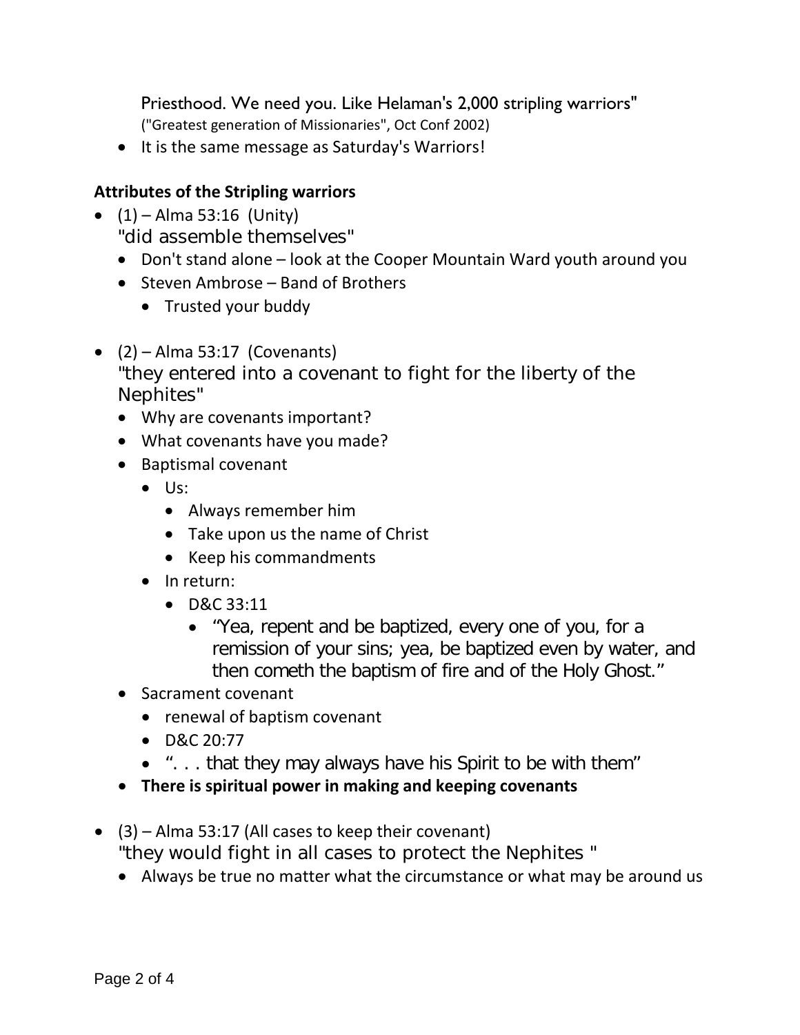Priesthood. We need you. Like Helaman's 2,000 stripling warriors"
("Greatest generation of Missionaries", Oct Conf 2002)

- It is the same message as Saturday's Warriors!

**Attributes of the Stripling warriors**

- (1) – Alma 53:16 (Unity)
  "did assemble themselves"
  - Don't stand alone – look at the Cooper Mountain Ward youth around you
  - Steven Ambrose – Band of Brothers
    - Trusted your buddy

- (2) – Alma 53:17 (Covenants)
  "they entered into a covenant to fight for the liberty of the Nephites"
  - Why are covenants important?
  - What covenants have you made?
  - Baptismal covenant
    - Us:
      - Always remember him
      - Take upon us the name of Christ
      - Keep his commandments
    - In return:
      - D&C 33:11
        - "Yea, repent and be baptized, every one of you, for a remission of your sins; yea, be baptized even by water, and then cometh the baptism of fire and of the Holy Ghost."
  - Sacrament covenant
    - renewal of baptism covenant
    - D&C 20:77
    - ". . . that they may always have his Spirit to be with them"
  - **There is spiritual power in making and keeping covenants**

- (3) – Alma 53:17 (All cases to keep their covenant)
  "they would fight in all cases to protect the Nephites "
  - Always be true no matter what the circumstance or what may be around us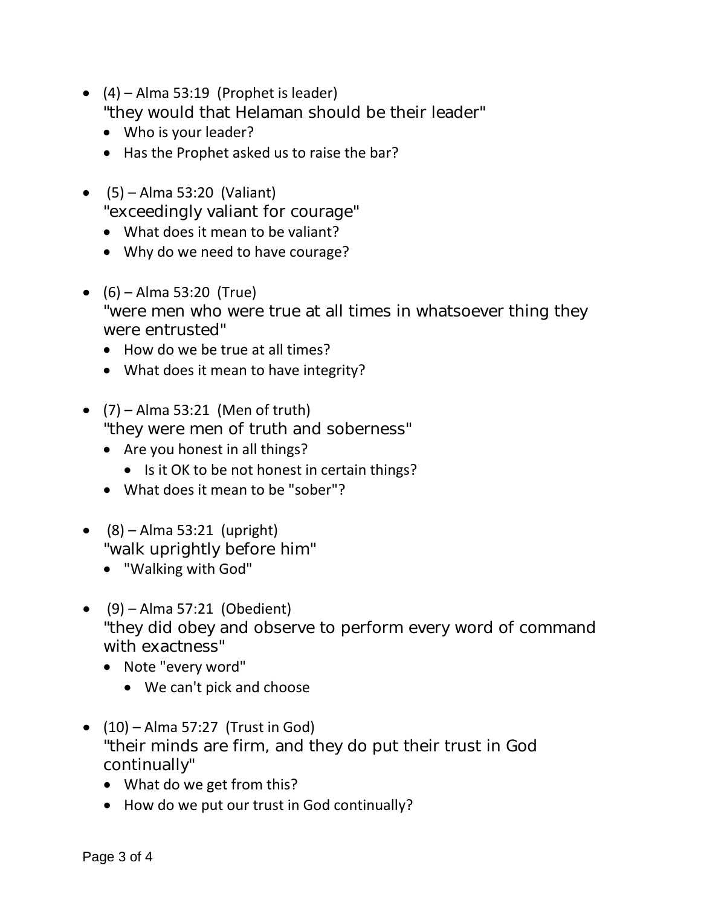- (4) – Alma 53:19 (Prophet is leader)
  "they would that Helaman should be their leader"
  - Who is your leader?
  - Has the Prophet asked us to raise the bar?

- (5) – Alma 53:20 (Valiant)
  "exceedingly valiant for courage"
  - What does it mean to be valiant?
  - Why do we need to have courage?

- (6) – Alma 53:20 (True)
  "were men who were true at all times in whatsoever thing they were entrusted"
  - How do we be true at all times?
  - What does it mean to have integrity?

- (7) – Alma 53:21 (Men of truth)
  "they were men of truth and soberness"
  - Are you honest in all things?
    - Is it OK to be not honest in certain things?
  - What does it mean to be "sober"?

- (8) – Alma 53:21 (upright)
  "walk uprightly before him"
  - "Walking with God"

- (9) – Alma 57:21 (Obedient)
  "they did obey and observe to perform every word of command with exactness"
  - Note "every word"
    - We can't pick and choose

- (10) – Alma 57:27 (Trust in God)
  "their minds are firm, and they do put their trust in God continually"
  - What do we get from this?
  - How do we put our trust in God continually?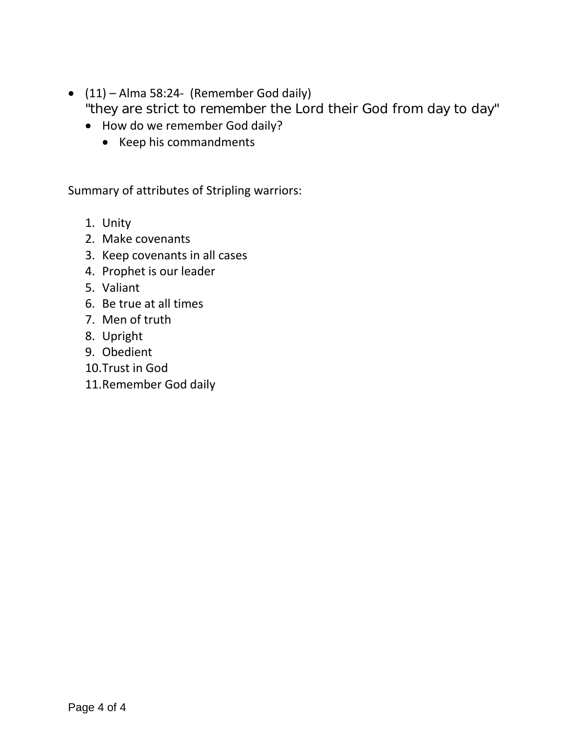- (11) – Alma 58:24- (Remember God daily)
  "they are strict to remember the Lord their God from day to day"
  - How do we remember God daily?
    - Keep his commandments

Summary of attributes of Stripling warriors:

1. Unity
2. Make covenants
3. Keep covenants in all cases
4. Prophet is our leader
5. Valiant
6. Be true at all times
7. Men of truth
8. Upright
9. Obedient
10. Trust in God
11. Remember God daily